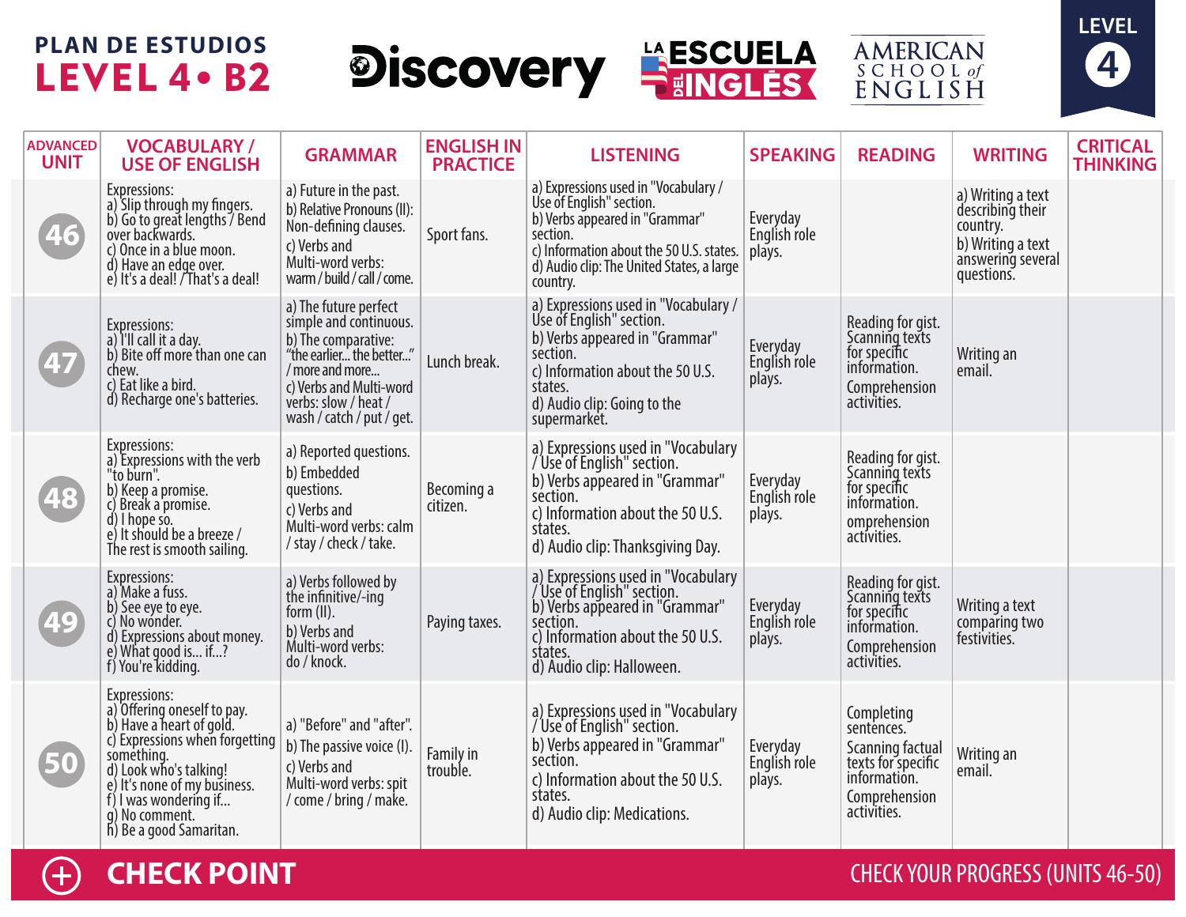# PLAN DE ESTUDIOS
## LEVEL 4 • B2

Discovery | LA ESCUELA DEL INGLÉS | AMERICAN SCHOOL of ENGLISH

LEVEL 4

| ADVANCED UNIT | VOCABULARY / USE OF ENGLISH | GRAMMAR | ENGLISH IN PRACTICE | LISTENING | SPEAKING | READING | WRITING | CRITICAL THINKING |
|---|---|---|---|---|---|---|---|---|
| 46 | Expressions:<br>a) Slip through my fingers.<br>b) Go to great lengths / Bend over backwards.<br>c) Once in a blue moon.<br>d) Have an edge over.<br>e) It's a deal! / That's a deal! | a) Future in the past.<br>b) Relative Pronouns (II): Non-defining clauses.<br>c) Verbs and Multi-word verbs: warm / build / call / come. | Sport fans. | a) Expressions used in "Vocabulary / Use of English" section.<br>b) Verbs appeared in "Grammar" section.<br>c) Information about the 50 U.S. states.<br>d) Audio clip: The United States, a large country. | Everyday English role plays. | | a) Writing a text describing their country.<br>b) Writing a text answering several questions. | |
| 47 | Expressions:<br>a) I'll call it a day.<br>b) Bite off more than one can chew.<br>c) Eat like a bird.<br>d) Recharge one's batteries. | a) The future perfect simple and continuous.<br>b) The comparative: "the earlier... the better..." / more and more...<br>c) Verbs and Multi-word verbs: slow / heat / wash / catch / put / get. | Lunch break. | a) Expressions used in "Vocabulary / Use of English" section.<br>b) Verbs appeared in "Grammar" section.<br>c) Information about the 50 U.S. states.<br>d) Audio clip: Going to the supermarket. | Everyday English role plays. | Reading for gist.<br>Scanning texts for specific information.<br>Comprehension activities. | Writing an email. | |
| 48 | Expressions:<br>a) Expressions with the verb "to burn".<br>b) Keep a promise.<br>c) Break a promise.<br>d) I hope so.<br>e) It should be a breeze / The rest is smooth sailing. | a) Reported questions.<br>b) Embedded questions.<br>c) Verbs and Multi-word verbs: calm / stay / check / take. | Becoming a citizen. | a) Expressions used in "Vocabulary / Use of English" section.<br>b) Verbs appeared in "Grammar" section.<br>c) Information about the 50 U.S. states.<br>d) Audio clip: Thanksgiving Day. | Everyday English role plays. | Reading for gist.<br>Scanning texts for specific information.<br>omprehension activities. | | |
| 49 | Expressions:<br>a) Make a fuss.<br>b) See eye to eye.<br>c) No wonder.<br>d) Expressions about money.<br>e) What good is... if...?<br>f) You're kidding. | a) Verbs followed by the infinitive/-ing form (II).<br>b) Verbs and Multi-word verbs: do / knock. | Paying taxes. | a) Expressions used in "Vocabulary / Use of English" section.<br>b) Verbs appeared in "Grammar" section.<br>c) Information about the 50 U.S. states.<br>d) Audio clip: Halloween. | Everyday English role plays. | Reading for gist.<br>Scanning texts for specific information.<br>Comprehension activities. | Writing a text comparing two festivities. | |
| 50 | Expressions:<br>a) Offering oneself to pay.<br>b) Have a heart of gold.<br>c) Expressions when forgetting something.<br>d) Look who's talking!<br>e) It's none of my business.<br>f) I was wondering if...<br>g) No comment.<br>h) Be a good Samaritan. | a) "Before" and "after".<br>b) The passive voice (I).<br>c) Verbs and Multi-word verbs: spit / come / bring / make. | Family in trouble. | a) Expressions used in "Vocabulary / Use of English" section.<br>b) Verbs appeared in "Grammar" section.<br>c) Information about the 50 U.S. states.<br>d) Audio clip: Medications. | Everyday English role plays. | Completing sentences.<br>Scanning factual texts for specific information.<br>Comprehension activities. | Writing an email. | |

**CHECK POINT** — CHECK YOUR PROGRESS (UNITS 46-50)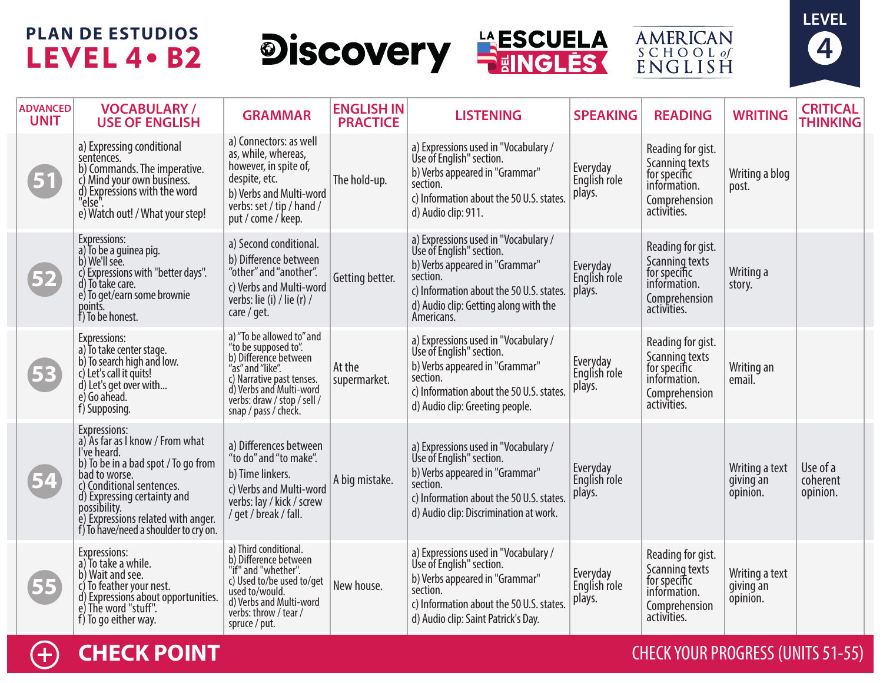# PLAN DE ESTUDIOS

## LEVEL 4 • B2

Discovery | LA ESCUELA DEL INGLÉS | AMERICAN SCHOOL of ENGLISH

LEVEL 4

| ADVANCED UNIT | VOCABULARY / USE OF ENGLISH | GRAMMAR | ENGLISH IN PRACTICE | LISTENING | SPEAKING | READING | WRITING | CRITICAL THINKING |
|---|---|---|---|---|---|---|---|---|
| 51 | a) Expressing conditional sentences.<br>b) Commands. The imperative.<br>c) Mind your own business.<br>d) Expressions with the word "else".<br>e) Watch out! / What your step! | a) Connectors: as well as, while, whereas, however, in spite of, despite, etc.<br>b) Verbs and Multi-word verbs: set / tip / hand / put / come / keep. | The hold-up. | a) Expressions used in "Vocabulary / Use of English" section.<br>b) Verbs appeared in "Grammar" section.<br>c) Information about the 50 U.S. states.<br>d) Audio clip: 911. | Everyday English role plays. | Reading for gist.<br>Scanning texts for specific information.<br>Comprehension activities. | Writing a blog post. | |
| 52 | Expressions:<br>a) To be a guinea pig.<br>b) We'll see.<br>c) Expressions with "better days".<br>d) To take care.<br>e) To get/earn some brownie points.<br>f) To be honest. | a) Second conditional.<br>b) Difference between "other" and "another".<br>c) Verbs and Multi-word verbs: lie (i) / lie (r) / care / get. | Getting better. | a) Expressions used in "Vocabulary / Use of English" section.<br>b) Verbs appeared in "Grammar" section.<br>c) Information about the 50 U.S. states.<br>d) Audio clip: Getting along with the Americans. | Everyday English role plays. | Reading for gist.<br>Scanning texts for specific information.<br>Comprehension activities. | Writing a story. | |
| 53 | Expressions:<br>a) To take center stage.<br>b) To search high and low.<br>c) Let's call it quits!<br>d) Let's get over with...<br>e) Go ahead.<br>f) Supposing. | a) "To be allowed to" and "to be supposed to".<br>b) Difference between "as" and "like".<br>c) Narrative past tenses.<br>d) Verbs and Multi-word verbs: draw / stop / sell / snap / pass / check. | At the supermarket. | a) Expressions used in "Vocabulary / Use of English" section.<br>b) Verbs appeared in "Grammar" section.<br>c) Information about the 50 U.S. states.<br>d) Audio clip: Greeting people. | Everyday English role plays. | Reading for gist.<br>Scanning texts for specific information.<br>Comprehension activities. | Writing an email. | |
| 54 | Expressions:<br>a) As far as I know / From what I've heard.<br>b) To be in a bad spot / To go from bad to worse.<br>c) Conditional sentences.<br>d) Expressing certainty and possibility.<br>e) Expressions related with anger.<br>f) To have/need a shoulder to cry on. | a) Differences between "to do" and "to make".<br>b) Time linkers.<br>c) Verbs and Multi-word verbs: lay / kick / screw / get / break / fall. | A big mistake. | a) Expressions used in "Vocabulary / Use of English" section.<br>b) Verbs appeared in "Grammar" section.<br>c) Information about the 50 U.S. states.<br>d) Audio clip: Discrimination at work. | Everyday English role plays. | | Writing a text giving an opinion. | Use of a coherent opinion. |
| 55 | Expressions:<br>a) To take a while.<br>b) Wait and see.<br>c) To feather your nest.<br>d) Expressions about opportunities.<br>e) The word "stuff".<br>f) To go either way. | a) Third conditional.<br>b) Difference between "if" and "whether".<br>c) Used to/be used to/get used to/would.<br>d) Verbs and Multi-word verbs: throw / tear / spruce / put. | New house. | a) Expressions used in "Vocabulary / Use of English" section.<br>b) Verbs appeared in "Grammar" section.<br>c) Information about the 50 U.S. states.<br>d) Audio clip: Saint Patrick's Day. | Everyday English role plays. | Reading for gist.<br>Scanning texts for specific information.<br>Comprehension activities. | Writing a text giving an opinion. | |

**CHECK POINT** — CHECK YOUR PROGRESS (UNITS 51-55)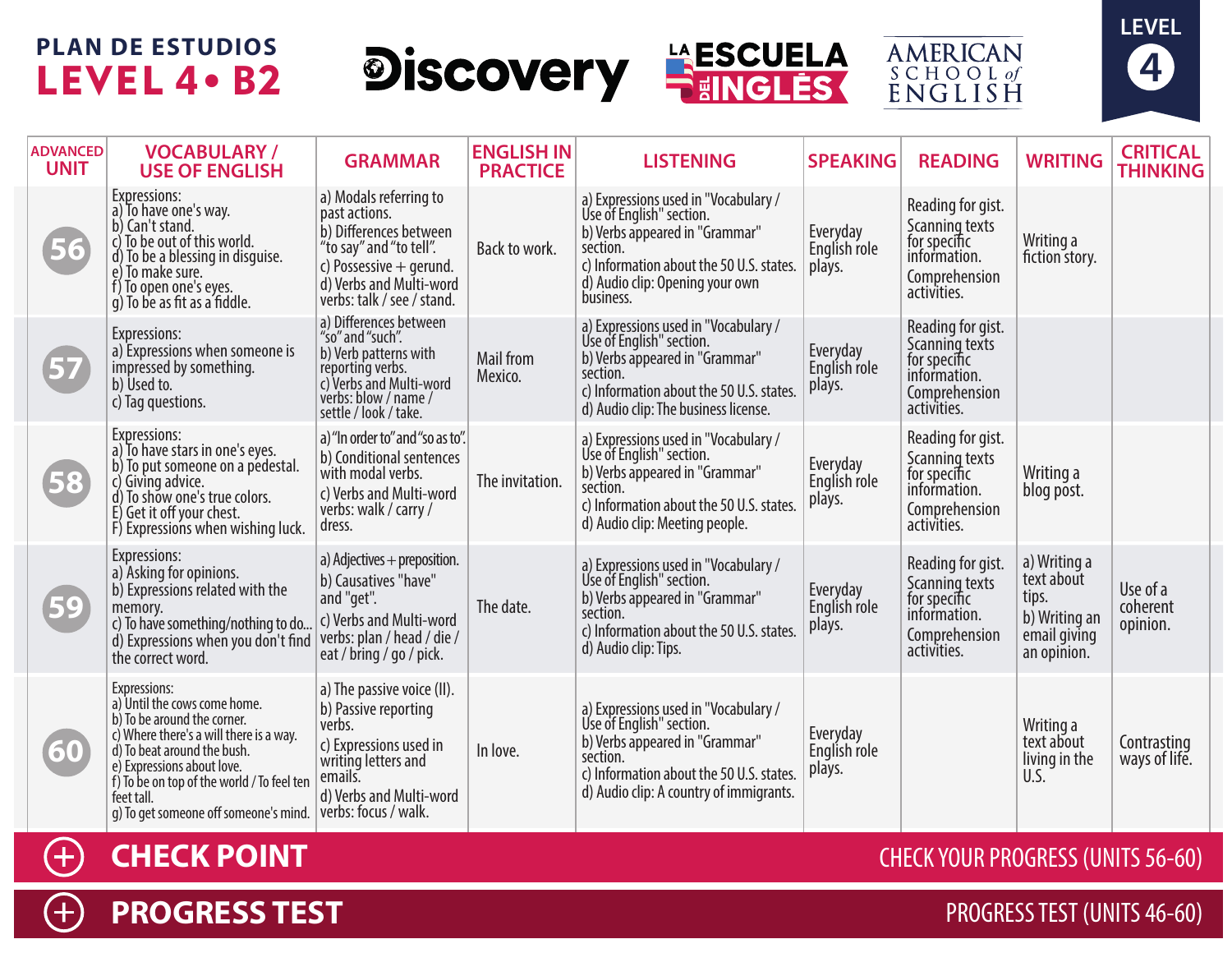# PLAN DE ESTUDIOS
## LEVEL 4 • B2

Discovery | LA ESCUELA DEL INGLÉS | AMERICAN SCHOOL of ENGLISH

LEVEL 4

| ADVANCED UNIT | VOCABULARY / USE OF ENGLISH | GRAMMAR | ENGLISH IN PRACTICE | LISTENING | SPEAKING | READING | WRITING | CRITICAL THINKING |
|---|---|---|---|---|---|---|---|---|
| 56 | Expressions: a) To have one's way. b) Can't stand. c) To be out of this world. d) To be a blessing in disguise. e) To make sure. f) To open one's eyes. g) To be as fit as a fiddle. | a) Modals referring to past actions. b) Differences between "to say" and "to tell". c) Possessive + gerund. d) Verbs and Multi-word verbs: talk / see / stand. | Back to work. | a) Expressions used in "Vocabulary / Use of English" section. b) Verbs appeared in "Grammar" section. c) Information about the 50 U.S. states. d) Audio clip: Opening your own business. | Everyday English role plays. | Reading for gist. Scanning texts for specific information. Comprehension activities. | Writing a fiction story. | |
| 57 | Expressions: a) Expressions when someone is impressed by something. b) Used to. c) Tag questions. | a) Differences between "so" and "such". b) Verb patterns with reporting verbs. c) Verbs and Multi-word verbs: blow / name / settle / look / take. | Mail from Mexico. | a) Expressions used in "Vocabulary / Use of English" section. b) Verbs appeared in "Grammar" section. c) Information about the 50 U.S. states. d) Audio clip: The business license. | Everyday English role plays. | Reading for gist. Scanning texts for specific information. Comprehension activities. | | |
| 58 | Expressions: a) To have stars in one's eyes. b) To put someone on a pedestal. c) Giving advice. d) To show one's true colors. E) Get it off your chest. F) Expressions when wishing luck. | a) "In order to" and "so as to". b) Conditional sentences with modal verbs. c) Verbs and Multi-word verbs: walk / carry / dress. | The invitation. | a) Expressions used in "Vocabulary / Use of English" section. b) Verbs appeared in "Grammar" section. c) Information about the 50 U.S. states. d) Audio clip: Meeting people. | Everyday English role plays. | Reading for gist. Scanning texts for specific information. Comprehension activities. | Writing a blog post. | |
| 59 | Expressions: a) Asking for opinions. b) Expressions related with the memory. c) To have something/nothing to do... d) Expressions when you don't find the correct word. | a) Adjectives + preposition. b) Causatives "have" and "get". c) Verbs and Multi-word verbs: plan / head / die / eat / bring / go / pick. | The date. | a) Expressions used in "Vocabulary / Use of English" section. b) Verbs appeared in "Grammar" section. c) Information about the 50 U.S. states. d) Audio clip: Tips. | Everyday English role plays. | Reading for gist. Scanning texts for specific information. Comprehension activities. | a) Writing a text about tips. b) Writing an email giving an opinion. | Use of a coherent opinion. |
| 60 | Expressions: a) Until the cows come home. b) To be around the corner. c) Where there's a will there is a way. d) To beat around the bush. e) Expressions about love. f) To be on top of the world / To feel ten feet tall. g) To get someone off someone's mind. | a) The passive voice (II). b) Passive reporting verbs. c) Expressions used in writing letters and emails. d) Verbs and Multi-word verbs: focus / walk. | In love. | a) Expressions used in "Vocabulary / Use of English" section. b) Verbs appeared in "Grammar" section. c) Information about the 50 U.S. states. d) Audio clip: A country of immigrants. | Everyday English role plays. | | Writing a text about living in the U.S. | Contrasting ways of life. |

**CHECK POINT** — CHECK YOUR PROGRESS (UNITS 56-60)

**PROGRESS TEST** — PROGRESS TEST (UNITS 46-60)